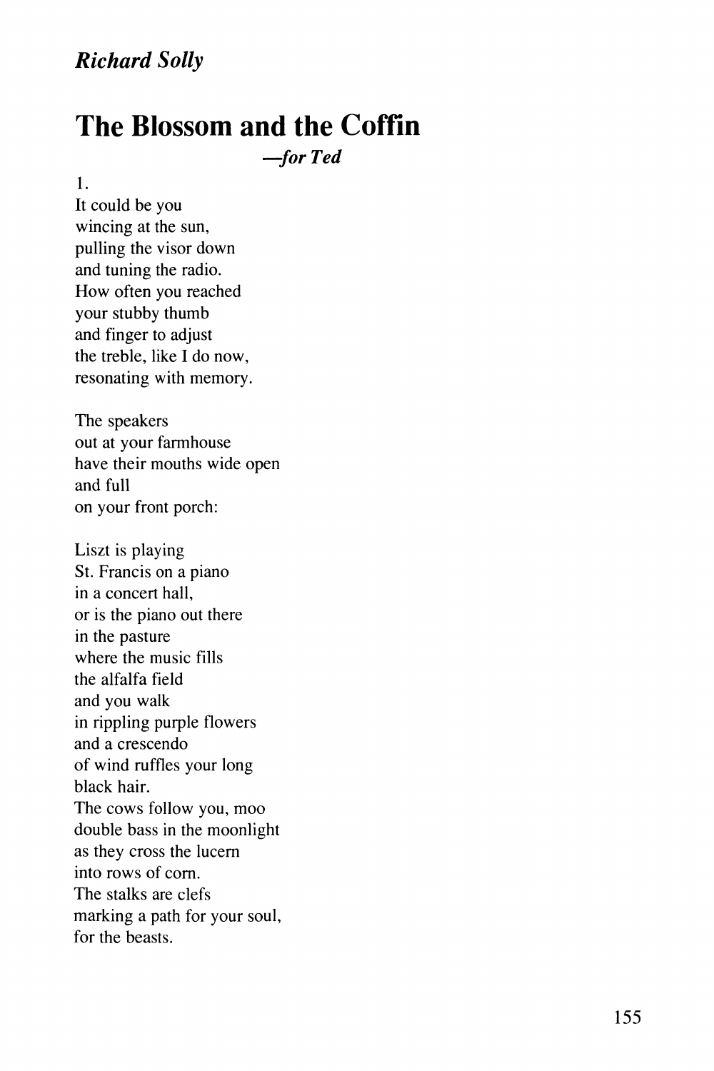*Richard Solly*

# The Blossom and the Coffin

*—for Ted*

1.  
It could be you  
wincing at the sun,  
pulling the visor down  
and tuning the radio.  
How often you reached  
your stubby thumb  
and finger to adjust  
the treble, like I do now,  
resonating with memory.

The speakers  
out at your farmhouse  
have their mouths wide open  
and full  
on your front porch:

Liszt is playing  
St. Francis on a piano  
in a concert hall,  
or is the piano out there  
in the pasture  
where the music fills  
the alfalfa field  
and you walk  
in rippling purple flowers  
and a crescendo  
of wind ruffles your long  
black hair.  
The cows follow you, moo  
double bass in the moonlight  
as they cross the lucern  
into rows of corn.  
The stalks are clefs  
marking a path for your soul,  
for the beasts.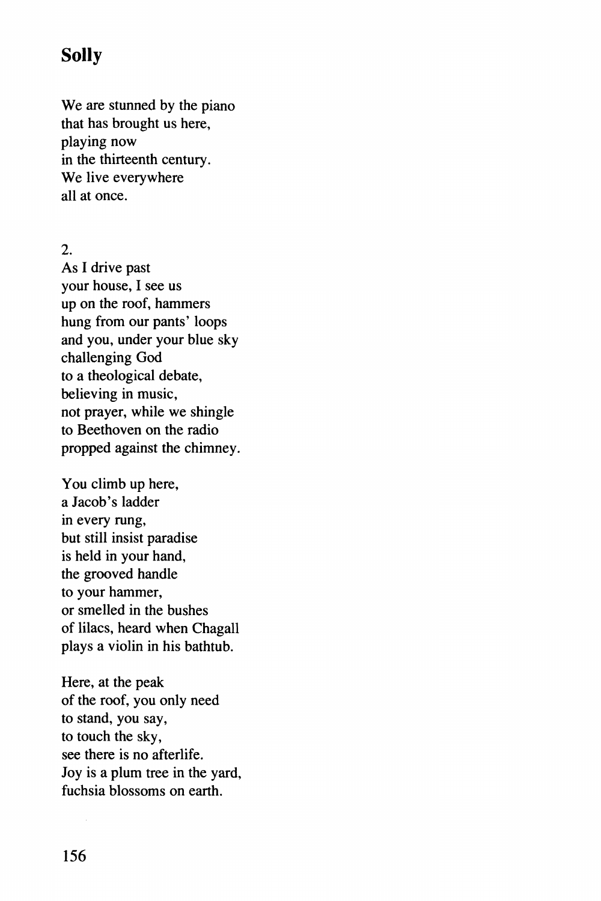## Solly

We are stunned by the piano  
that has brought us here,  
playing now  
in the thirteenth century.  
We live everywhere  
all at once.

2.  
As I drive past  
your house, I see us  
up on the roof, hammers  
hung from our pants' loops  
and you, under your blue sky  
challenging God  
to a theological debate,  
believing in music,  
not prayer, while we shingle  
to Beethoven on the radio  
propped against the chimney.

You climb up here,  
a Jacob's ladder  
in every rung,  
but still insist paradise  
is held in your hand,  
the grooved handle  
to your hammer,  
or smelled in the bushes  
of lilacs, heard when Chagall  
plays a violin in his bathtub.

Here, at the peak  
of the roof, you only need  
to stand, you say,  
to touch the sky,  
see there is no afterlife.  
Joy is a plum tree in the yard,  
fuchsia blossoms on earth.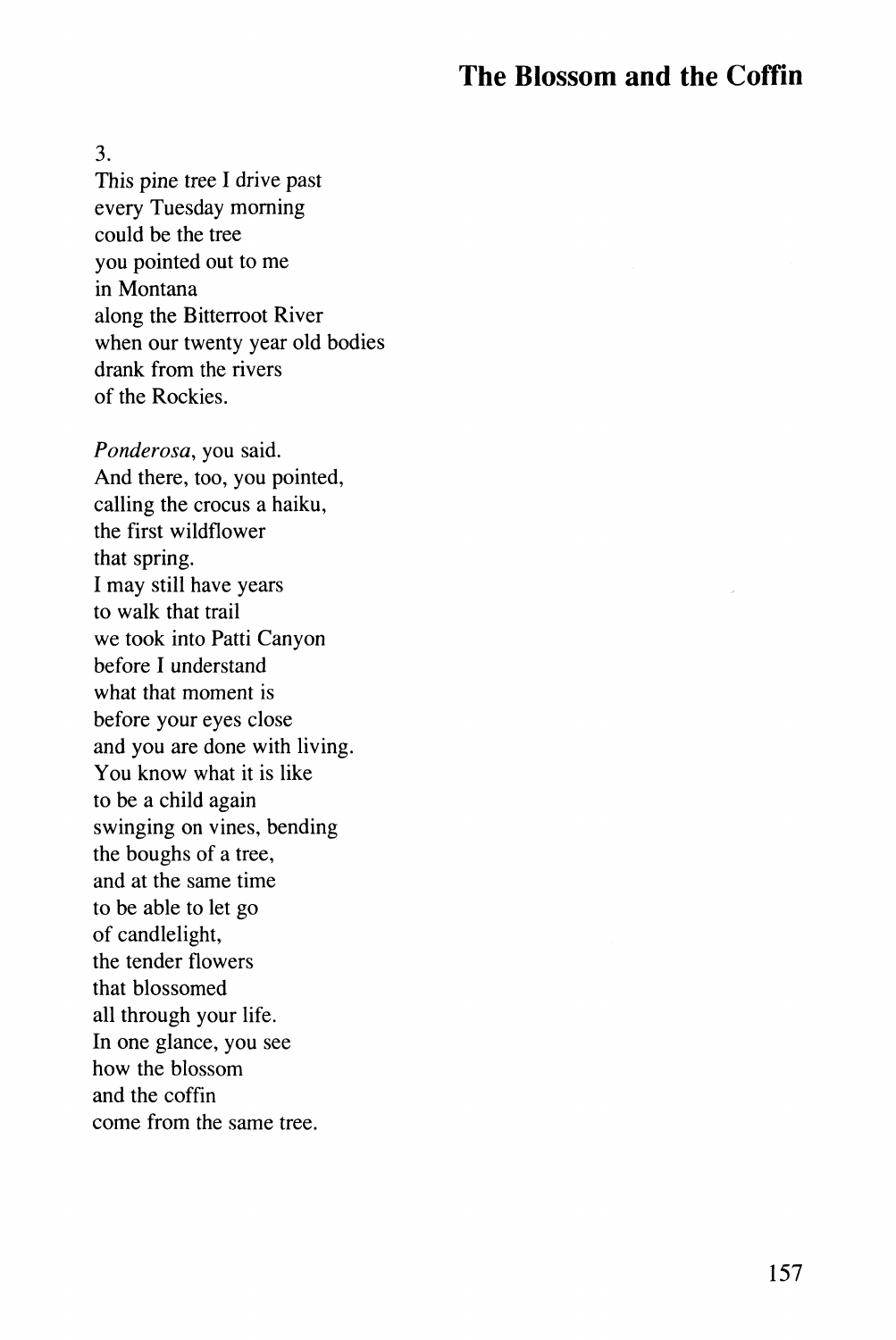3.
This pine tree I drive past
every Tuesday morning
could be the tree
you pointed out to me
in Montana
along the Bitterroot River
when our twenty year old bodies
drank from the rivers
of the Rockies.

*Ponderosa*, you said.
And there, too, you pointed,
calling the crocus a haiku,
the first wildflower
that spring.
I may still have years
to walk that trail
we took into Patti Canyon
before I understand
what that moment is
before your eyes close
and you are done with living.
You know what it is like
to be a child again
swinging on vines, bending
the boughs of a tree,
and at the same time
to be able to let go
of candlelight,
the tender flowers
that blossomed
all through your life.
In one glance, you see
how the blossom
and the coffin
come from the same tree.